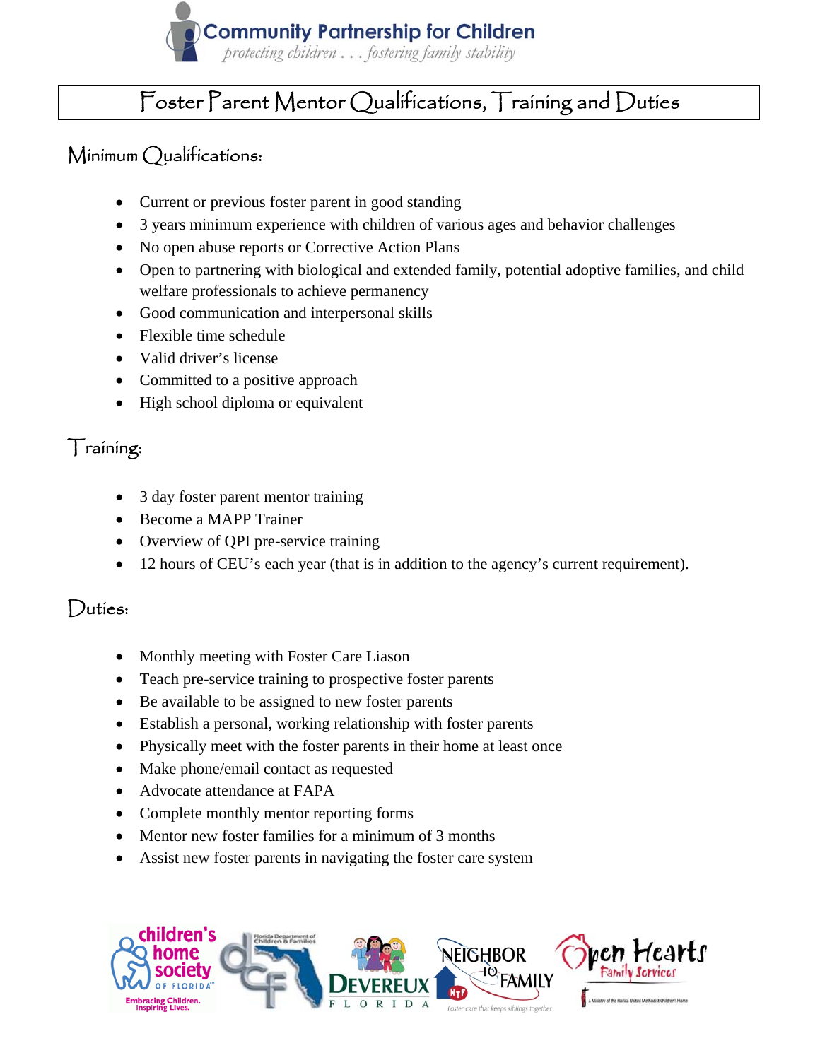Community Partnership for Children

*protecting children . . . fostering family stability*

# Foster Parent Mentor Qualifications, Training and Duties

## Minimum Qualifications:

- Current or previous foster parent in good standing
- 3 years minimum experience with children of various ages and behavior challenges
- No open abuse reports or Corrective Action Plans
- Open to partnering with biological and extended family, potential adoptive families, and child welfare professionals to achieve permanency
- Good communication and interpersonal skills
- Flexible time schedule
- Valid driver's license
- Committed to a positive approach
- High school diploma or equivalent

## Training:

- 3 day foster parent mentor training
- Become a MAPP Trainer
- Overview of QPI pre-service training
- 12 hours of CEU's each year (that is in addition to the agency's current requirement).

## Duties:

- Monthly meeting with Foster Care Liason
- Teach pre-service training to prospective foster parents
- Be available to be assigned to new foster parents
- Establish a personal, working relationship with foster parents
- Physically meet with the foster parents in their home at least once
- Make phone/email contact as requested
- Advocate attendance at FAPA
- Complete monthly mentor reporting forms
- Mentor new foster families for a minimum of 3 months
- Assist new foster parents in navigating the foster care system

children's home society OF FLORIDA — Embracing Children. Inspiring Lives.

Florida Department of Children & Families

DEVEREUX FLORIDA

NEIGHBOR TO FAMILY — Foster care that keeps siblings together

Open Hearts Family Services — A Ministry of the Florida United Methodist Children's Home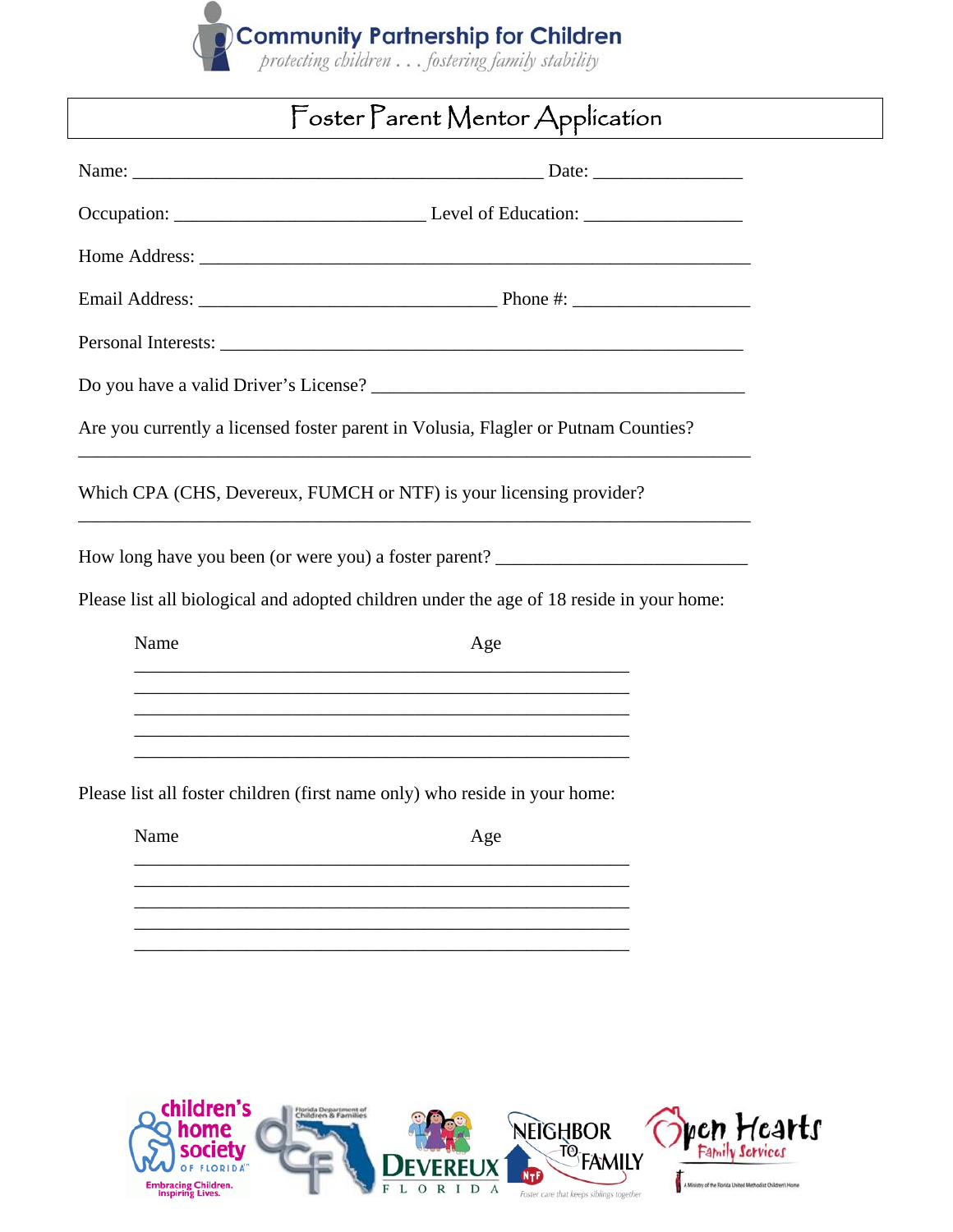Community Partnership for Children

*protecting children . . . fostering family stability*

# Foster Parent Mentor Application

Name: ___________________________________________ Date: _______________

Occupation: __________________________ Level of Education: ________________

Home Address: __________________________________________________________

Email Address: _______________________________ Phone #: __________________

Personal Interests: ______________________________________________________

Do you have a valid Driver's License? _______________________________________

Are you currently a licensed foster parent in Volusia, Flagler or Putnam Counties?

_______________________________________________________________________

Which CPA (CHS, Devereux, FUMCH or NTF) is your licensing provider?

_______________________________________________________________________

How long have you been (or were you) a foster parent? __________________________

Please list all biological and adopted children under the age of 18 reside in your home:

| Name | Age |
|---|---|
| | |
| | |
| | |
| | |
| | |

Please list all foster children (first name only) who reside in your home:

| Name | Age |
|---|---|
| | |
| | |
| | |
| | |
| | |

children's home society of Florida — Embracing Children. Inspiring Lives.

Florida Department of Children & Families

DEVEREUX FLORIDA

NEIGHBOR TO FAMILY — Foster care that keeps siblings together

Open Hearts Family Services — A Ministry of the Florida United Methodist Children's Home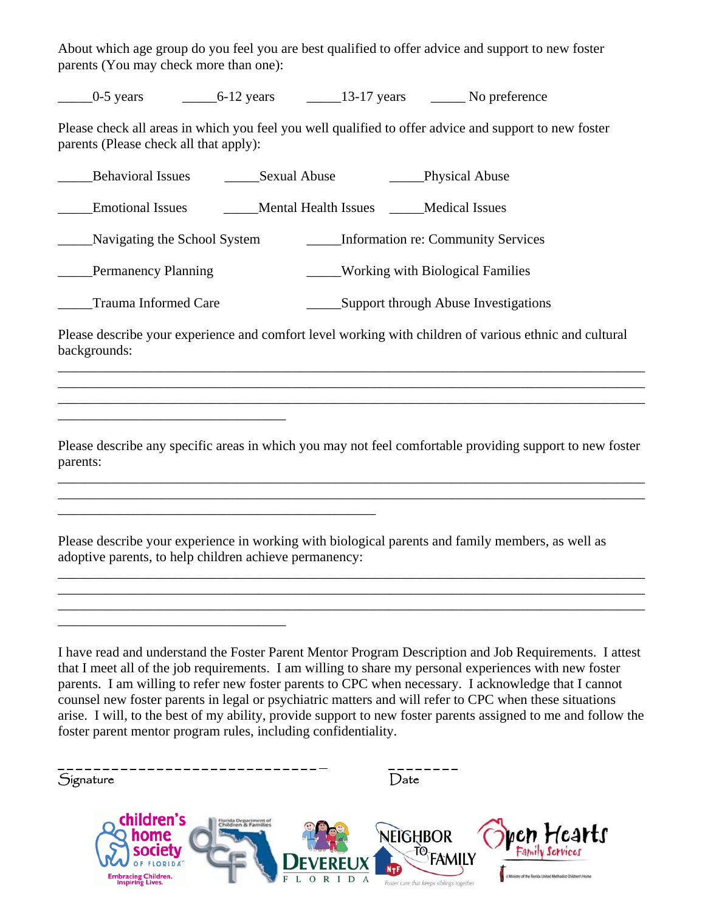About which age group do you feel you are best qualified to offer advice and support to new foster parents (You may check more than one):

_____0-5 years     _____6-12 years     _____13-17 years     _____ No preference

Please check all areas in which you feel you well qualified to offer advice and support to new foster parents (Please check all that apply):

_____Behavioral Issues     _____Sexual Abuse     _____Physical Abuse

_____Emotional Issues     _____Mental Health Issues     _____Medical Issues

_____Navigating the School System     _____Information re: Community Services

_____Permanency Planning     _____Working with Biological Families

_____Trauma Informed Care     _____Support through Abuse Investigations

Please describe your experience and comfort level working with children of various ethnic and cultural backgrounds:

_______________________________________________________________________________
_______________________________________________________________________________
_______________________________________________________________________________
_______________________________

Please describe any specific areas in which you may not feel comfortable providing support to new foster parents:

_______________________________________________________________________________
_______________________________________________________________________________
___________________________________________

Please describe your experience in working with biological parents and family members, as well as adoptive parents, to help children achieve permanency:

_______________________________________________________________________________
_______________________________________________________________________________
_______________________________________________________________________________
_______________________________

I have read and understand the Foster Parent Mentor Program Description and Job Requirements. I attest that I meet all of the job requirements. I am willing to share my personal experiences with new foster parents. I am willing to refer new foster parents to CPC when necessary. I acknowledge that I cannot counsel new foster parents in legal or psychiatric matters and will refer to CPC when these situations arise. I will, to the best of my ability, provide support to new foster parents assigned to me and follow the foster parent mentor program rules, including confidentiality.

_____________________________     ________
Signature     Date